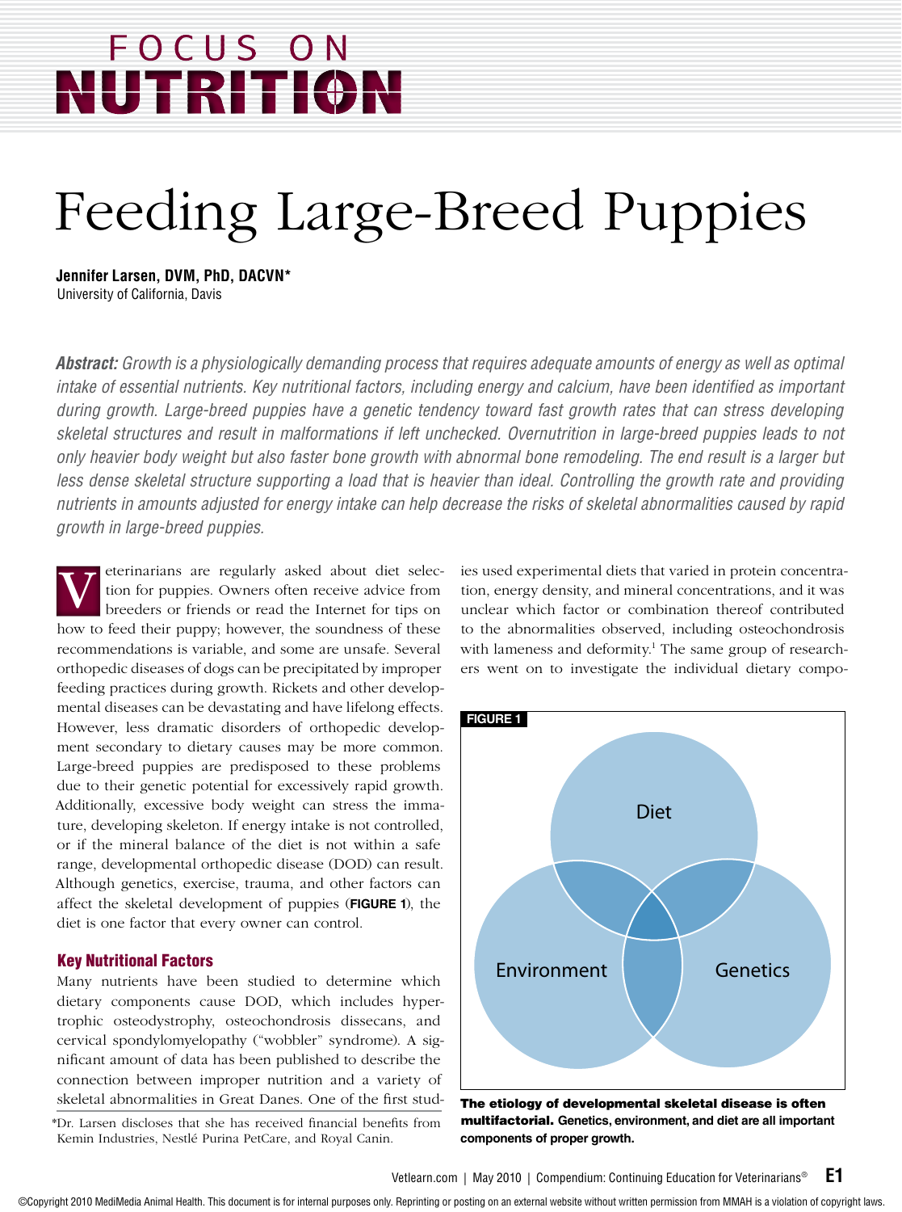FOCUS ON NUTRITION

# Feeding Large-Breed Puppies

**Jennifer Larsen, DVM, PhD, DACVN***
University of California, Davis

***Abstract:*** *Growth is a physiologically demanding process that requires adequate amounts of energy as well as optimal intake of essential nutrients. Key nutritional factors, including energy and calcium, have been identified as important during growth. Large-breed puppies have a genetic tendency toward fast growth rates that can stress developing skeletal structures and result in malformations if left unchecked. Overnutrition in large-breed puppies leads to not only heavier body weight but also faster bone growth with abnormal bone remodeling. The end result is a larger but less dense skeletal structure supporting a load that is heavier than ideal. Controlling the growth rate and providing nutrients in amounts adjusted for energy intake can help decrease the risks of skeletal abnormalities caused by rapid growth in large-breed puppies.*

Veterinarians are regularly asked about diet selection for puppies. Owners often receive advice from breeders or friends or read the Internet for tips on how to feed their puppy; however, the soundness of these recommendations is variable, and some are unsafe. Several orthopedic diseases of dogs can be precipitated by improper feeding practices during growth. Rickets and other developmental diseases can be devastating and have lifelong effects. However, less dramatic disorders of orthopedic development secondary to dietary causes may be more common. Large-breed puppies are predisposed to these problems due to their genetic potential for excessively rapid growth. Additionally, excessive body weight can stress the immature, developing skeleton. If energy intake is not controlled, or if the mineral balance of the diet is not within a safe range, developmental orthopedic disease (DOD) can result. Although genetics, exercise, trauma, and other factors can affect the skeletal development of puppies (**FIGURE 1**), the diet is one factor that every owner can control.

## Key Nutritional Factors

Many nutrients have been studied to determine which dietary components cause DOD, which includes hypertrophic osteodystrophy, osteochondrosis dissecans, and cervical spondylomyelopathy ("wobbler" syndrome). A significant amount of data has been published to describe the connection between improper nutrition and a variety of skeletal abnormalities in Great Danes. One of the first studies used experimental diets that varied in protein concentration, energy density, and mineral concentrations, and it was unclear which factor or combination thereof contributed to the abnormalities observed, including osteochondrosis with lameness and deformity.[1] The same group of researchers went on to investigate the individual dietary compo-

**FIGURE 1**

Diet

Environment

Genetics

**The etiology of developmental skeletal disease is often multifactorial. Genetics, environment, and diet are all important components of proper growth.**

*Dr. Larsen discloses that she has received financial benefits from Kemin Industries, Nestlé Purina PetCare, and Royal Canin.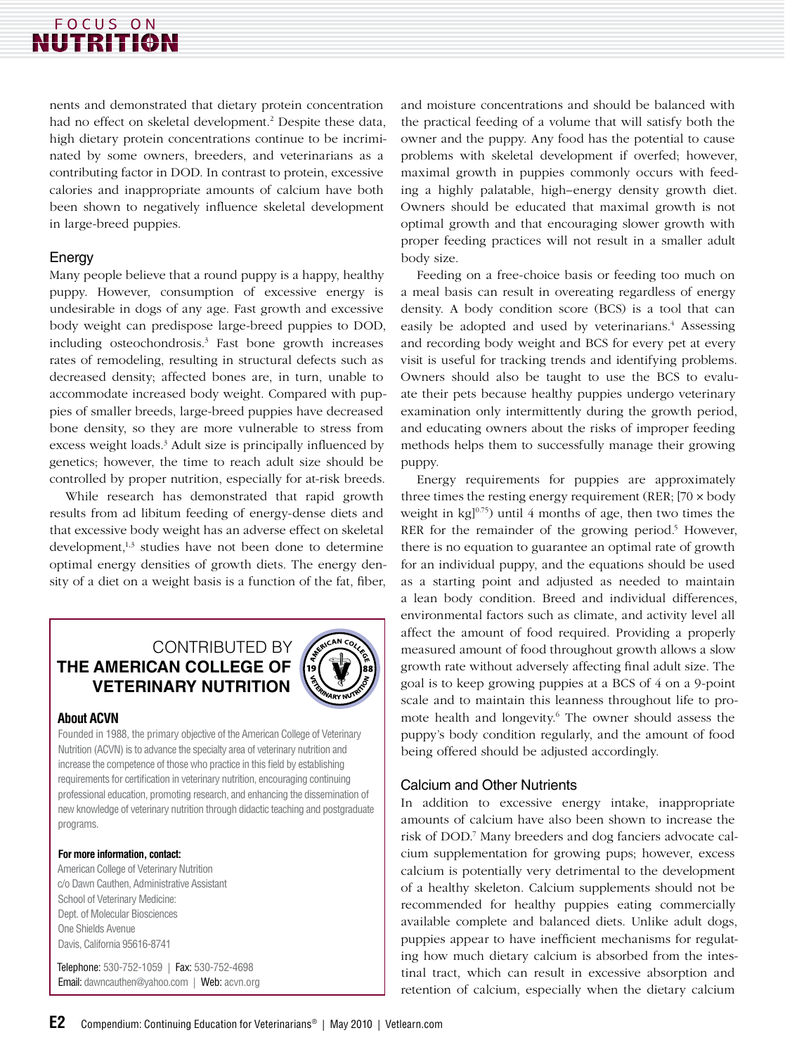nents and demonstrated that dietary protein concentration had no effect on skeletal development.[2] Despite these data, high dietary protein concentrations continue to be incriminated by some owners, breeders, and veterinarians as a contributing factor in DOD. In contrast to protein, excessive calories and inappropriate amounts of calcium have both been shown to negatively influence skeletal development in large-breed puppies.

## Energy

Many people believe that a round puppy is a happy, healthy puppy. However, consumption of excessive energy is undesirable in dogs of any age. Fast growth and excessive body weight can predispose large-breed puppies to DOD, including osteochondrosis.[3] Fast bone growth increases rates of remodeling, resulting in structural defects such as decreased density; affected bones are, in turn, unable to accommodate increased body weight. Compared with puppies of smaller breeds, large-breed puppies have decreased bone density, so they are more vulnerable to stress from excess weight loads.[3] Adult size is principally influenced by genetics; however, the time to reach adult size should be controlled by proper nutrition, especially for at-risk breeds.

While research has demonstrated that rapid growth results from ad libitum feeding of energy-dense diets and that excessive body weight has an adverse effect on skeletal development,[1,3] studies have not been done to determine optimal energy densities of growth diets. The energy density of a diet on a weight basis is a function of the fat, fiber, and moisture concentrations and should be balanced with the practical feeding of a volume that will satisfy both the owner and the puppy. Any food has the potential to cause problems with skeletal development if overfed; however, maximal growth in puppies commonly occurs with feeding a highly palatable, high–energy density growth diet. Owners should be educated that maximal growth is not optimal growth and that encouraging slower growth with proper feeding practices will not result in a smaller adult body size.

Feeding on a free-choice basis or feeding too much on a meal basis can result in overeating regardless of energy density. A body condition score (BCS) is a tool that can easily be adopted and used by veterinarians.[4] Assessing and recording body weight and BCS for every pet at every visit is useful for tracking trends and identifying problems. Owners should also be taught to use the BCS to evaluate their pets because healthy puppies undergo veterinary examination only intermittently during the growth period, and educating owners about the risks of improper feeding methods helps them to successfully manage their growing puppy.

Energy requirements for puppies are approximately three times the resting energy requirement (RER; $[70 \times \text{body weight in kg}]^{0.75}$) until 4 months of age, then two times the RER for the remainder of the growing period.[5] However, there is no equation to guarantee an optimal rate of growth for an individual puppy, and the equations should be used as a starting point and adjusted as needed to maintain a lean body condition. Breed and individual differences, environmental factors such as climate, and activity level all affect the amount of food required. Providing a properly measured amount of food throughout growth allows a slow growth rate without adversely affecting final adult size. The goal is to keep growing puppies at a BCS of 4 on a 9-point scale and to maintain this leanness throughout life to promote health and longevity.[6] The owner should assess the puppy's body condition regularly, and the amount of food being offered should be adjusted accordingly.

## Calcium and Other Nutrients

In addition to excessive energy intake, inappropriate amounts of calcium have also been shown to increase the risk of DOD.[7] Many breeders and dog fanciers advocate calcium supplementation for growing pups; however, excess calcium is potentially very detrimental to the development of a healthy skeleton. Calcium supplements should not be recommended for healthy puppies eating commercially available complete and balanced diets. Unlike adult dogs, puppies appear to have inefficient mechanisms for regulating how much dietary calcium is absorbed from the intestinal tract, which can result in excessive absorption and retention of calcium, especially when the dietary calcium

---

CONTRIBUTED BY
**THE AMERICAN COLLEGE OF VETERINARY NUTRITION**

**About ACVN**

Founded in 1988, the primary objective of the American College of Veterinary Nutrition (ACVN) is to advance the specialty area of veterinary nutrition and increase the competence of those who practice in this field by establishing requirements for certification in veterinary nutrition, encouraging continuing professional education, promoting research, and enhancing the dissemination of new knowledge of veterinary nutrition through didactic teaching and postgraduate programs.

**For more information, contact:**

American College of Veterinary Nutrition
c/o Dawn Cauthen, Administrative Assistant
School of Veterinary Medicine:
Dept. of Molecular Biosciences
One Shields Avenue
Davis, California 95616-8741

**Telephone:** 530-752-1059 | **Fax:** 530-752-4698
**Email:** dawncauthen@yahoo.com | **Web:** acvn.org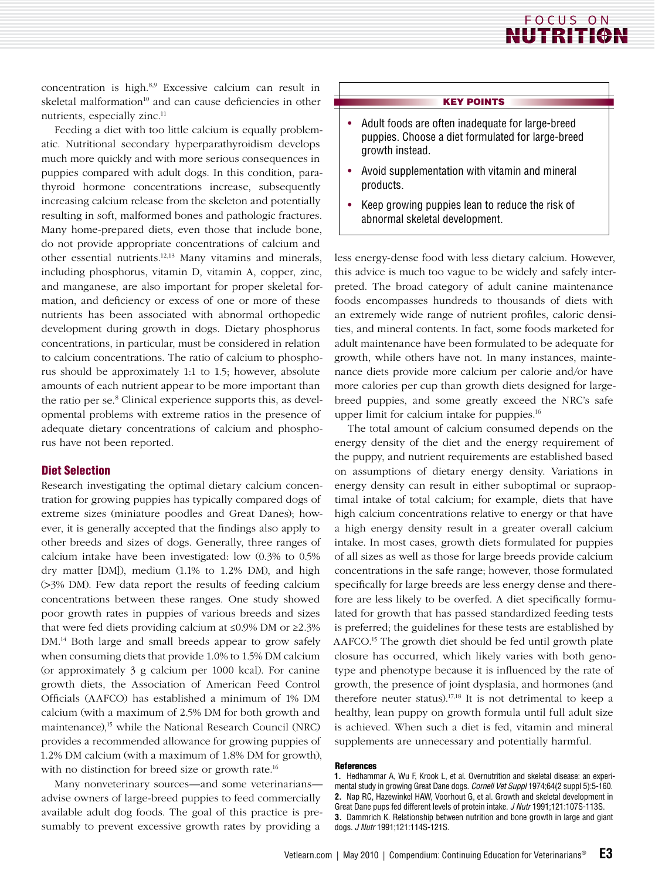concentration is high.[8,9] Excessive calcium can result in skeletal malformation[10] and can cause deficiencies in other nutrients, especially zinc.[11]

Feeding a diet with too little calcium is equally problematic. Nutritional secondary hyperparathyroidism develops much more quickly and with more serious consequences in puppies compared with adult dogs. In this condition, parathyroid hormone concentrations increase, subsequently increasing calcium release from the skeleton and potentially resulting in soft, malformed bones and pathologic fractures. Many home-prepared diets, even those that include bone, do not provide appropriate concentrations of calcium and other essential nutrients.[12,13] Many vitamins and minerals, including phosphorus, vitamin D, vitamin A, copper, zinc, and manganese, are also important for proper skeletal formation, and deficiency or excess of one or more of these nutrients has been associated with abnormal orthopedic development during growth in dogs. Dietary phosphorus concentrations, in particular, must be considered in relation to calcium concentrations. The ratio of calcium to phosphorus should be approximately 1:1 to 1.5; however, absolute amounts of each nutrient appear to be more important than the ratio per se.[8] Clinical experience supports this, as developmental problems with extreme ratios in the presence of adequate dietary concentrations of calcium and phosphorus have not been reported.

## Diet Selection

Research investigating the optimal dietary calcium concentration for growing puppies has typically compared dogs of extreme sizes (miniature poodles and Great Danes); however, it is generally accepted that the findings also apply to other breeds and sizes of dogs. Generally, three ranges of calcium intake have been investigated: low (0.3% to 0.5% dry matter [DM]), medium (1.1% to 1.2% DM), and high (>3% DM). Few data report the results of feeding calcium concentrations between these ranges. One study showed poor growth rates in puppies of various breeds and sizes that were fed diets providing calcium at ≤0.9% DM or ≥2.3% DM.[14] Both large and small breeds appear to grow safely when consuming diets that provide 1.0% to 1.5% DM calcium (or approximately 3 g calcium per 1000 kcal). For canine growth diets, the Association of American Feed Control Officials (AAFCO) has established a minimum of 1% DM calcium (with a maximum of 2.5% DM for both growth and maintenance),[15] while the National Research Council (NRC) provides a recommended allowance for growing puppies of 1.2% DM calcium (with a maximum of 1.8% DM for growth), with no distinction for breed size or growth rate.[16]

Many nonveterinary sources—and some veterinarians—advise owners of large-breed puppies to feed commercially available adult dog foods. The goal of this practice is presumably to prevent excessive growth rates by providing a less energy-dense food with less dietary calcium. However, this advice is much too vague to be widely and safely interpreted. The broad category of adult canine maintenance foods encompasses hundreds to thousands of diets with an extremely wide range of nutrient profiles, caloric densities, and mineral contents. In fact, some foods marketed for adult maintenance have been formulated to be adequate for growth, while others have not. In many instances, maintenance diets provide more calcium per calorie and/or have more calories per cup than growth diets designed for large-breed puppies, and some greatly exceed the NRC's safe upper limit for calcium intake for puppies.[16]

The total amount of calcium consumed depends on the energy density of the diet and the energy requirement of the puppy, and nutrient requirements are established based on assumptions of dietary energy density. Variations in energy density can result in either suboptimal or supraoptimal intake of total calcium; for example, diets that have high calcium concentrations relative to energy or that have a high energy density result in a greater overall calcium intake. In most cases, growth diets formulated for puppies of all sizes as well as those for large breeds provide calcium concentrations in the safe range; however, those formulated specifically for large breeds are less energy dense and therefore are less likely to be overfed. A diet specifically formulated for growth that has passed standardized feeding tests is preferred; the guidelines for these tests are established by AAFCO.[15] The growth diet should be fed until growth plate closure has occurred, which likely varies with both genotype and phenotype because it is influenced by the rate of growth, the presence of joint dysplasia, and hormones (and therefore neuter status).[17,18] It is not detrimental to keep a healthy, lean puppy on growth formula until full adult size is achieved. When such a diet is fed, vitamin and mineral supplements are unnecessary and potentially harmful.

**KEY POINTS**

- Adult foods are often inadequate for large-breed puppies. Choose a diet formulated for large-breed growth instead.
- Avoid supplementation with vitamin and mineral products.
- Keep growing puppies lean to reduce the risk of abnormal skeletal development.

### References

1. Hedhammar A, Wu F, Krook L, et al. Overnutrition and skeletal disease: an experimental study in growing Great Dane dogs. *Cornell Vet Suppl* 1974;64(2 suppl 5):5-160.
2. Nap RC, Hazewinkel HAW, Voorhout G, et al. Growth and skeletal development in Great Dane pups fed different levels of protein intake. *J Nutr* 1991;121:107S-113S.
3. Dammrich K. Relationship between nutrition and bone growth in large and giant dogs. *J Nutr* 1991;121:114S-121S.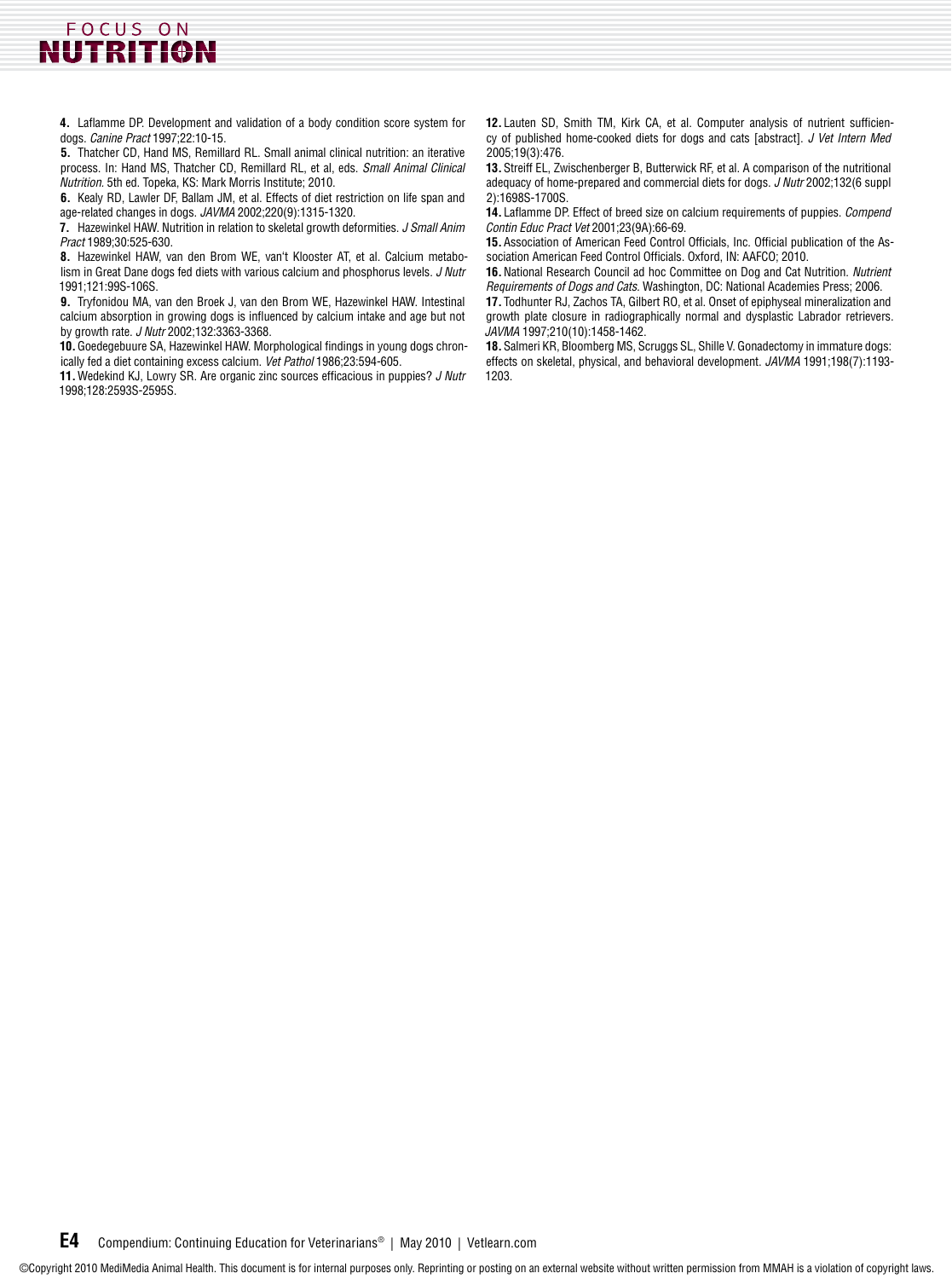4. Laflamme DP. Development and validation of a body condition score system for dogs. *Canine Pract* 1997;22:10-15.

5. Thatcher CD, Hand MS, Remillard RL. Small animal clinical nutrition: an iterative process. In: Hand MS, Thatcher CD, Remillard RL, et al, eds. *Small Animal Clinical Nutrition.* 5th ed. Topeka, KS: Mark Morris Institute; 2010.

6. Kealy RD, Lawler DF, Ballam JM, et al. Effects of diet restriction on life span and age-related changes in dogs. *JAVMA* 2002;220(9):1315-1320.

7. Hazewinkel HAW. Nutrition in relation to skeletal growth deformities. *J Small Anim Pract* 1989;30:525-630.

8. Hazewinkel HAW, van den Brom WE, van't Klooster AT, et al. Calcium metabolism in Great Dane dogs fed diets with various calcium and phosphorus levels. *J Nutr* 1991;121:99S-106S.

9. Tryfonidou MA, van den Broek J, van den Brom WE, Hazewinkel HAW. Intestinal calcium absorption in growing dogs is influenced by calcium intake and age but not by growth rate. *J Nutr* 2002;132:3363-3368.

10. Goedegebuure SA, Hazewinkel HAW. Morphological findings in young dogs chronically fed a diet containing excess calcium. *Vet Pathol* 1986;23:594-605.

11. Wedekind KJ, Lowry SR. Are organic zinc sources efficacious in puppies? *J Nutr* 1998;128:2593S-2595S.

12. Lauten SD, Smith TM, Kirk CA, et al. Computer analysis of nutrient sufficiency of published home-cooked diets for dogs and cats [abstract]. *J Vet Intern Med* 2005;19(3):476.

13. Streiff EL, Zwischenberger B, Butterwick RF, et al. A comparison of the nutritional adequacy of home-prepared and commercial diets for dogs. *J Nutr* 2002;132(6 suppl 2):1698S-1700S.

14. Laflamme DP. Effect of breed size on calcium requirements of puppies. *Compend Contin Educ Pract Vet* 2001;23(9A):66-69.

15. Association of American Feed Control Officials, Inc. Official publication of the Association American Feed Control Officials. Oxford, IN: AAFCO; 2010.

16. National Research Council ad hoc Committee on Dog and Cat Nutrition. *Nutrient Requirements of Dogs and Cats.* Washington, DC: National Academies Press; 2006.

17. Todhunter RJ, Zachos TA, Gilbert RO, et al. Onset of epiphyseal mineralization and growth plate closure in radiographically normal and dysplastic Labrador retrievers. *JAVMA* 1997;210(10):1458-1462.

18. Salmeri KR, Bloomberg MS, Scruggs SL, Shille V. Gonadectomy in immature dogs: effects on skeletal, physical, and behavioral development. *JAVMA* 1991;198(7):1193-1203.